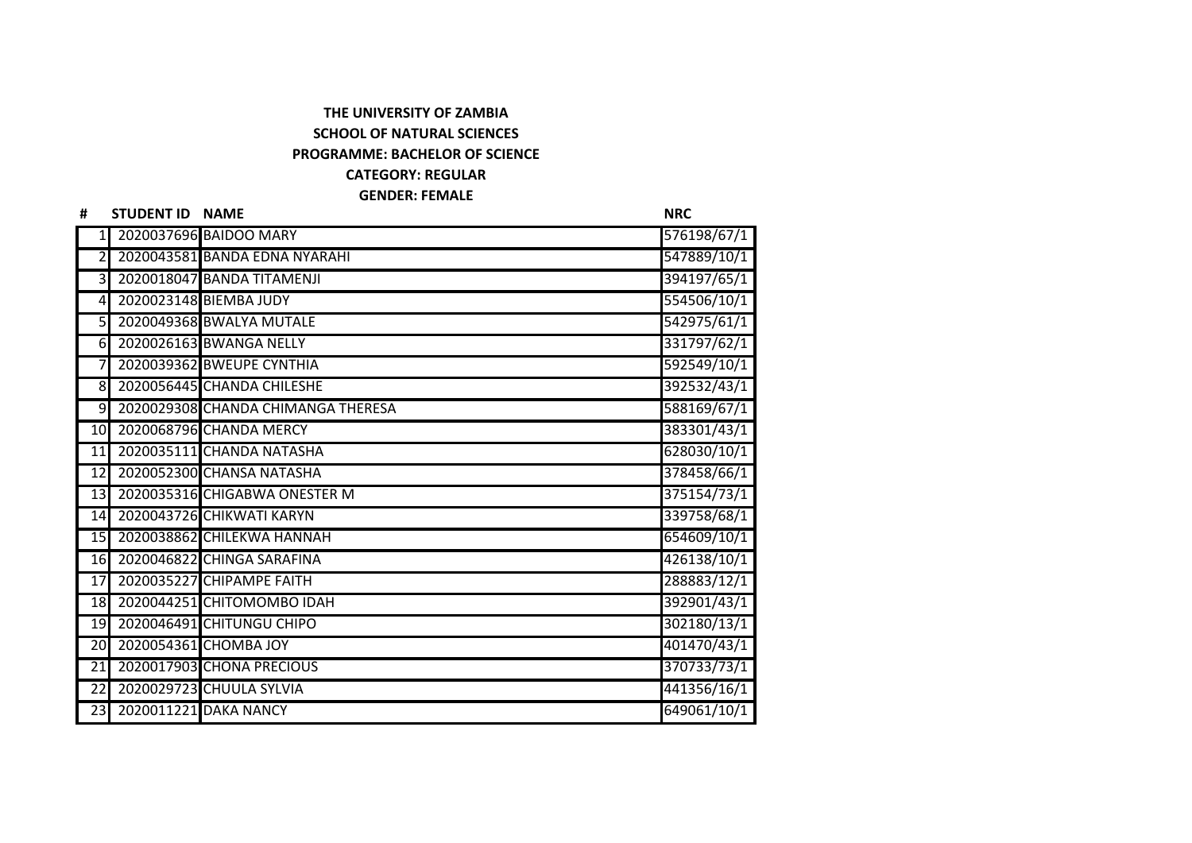**THE UNIVERSITY OF ZAMBIA**

**SCHOOL OF NATURAL SCIENCES**

**PROGRAMME: BACHELOR OF SCIENCE**

**CATEGORY: REGULAR**

**GENDER: FEMALE**

| # | STUDENT ID | NAME | NRC |
|---|---|---|---|
| 1 | 2020037696 | BAIDOO MARY | 576198/67/1 |
| 2 | 2020043581 | BANDA EDNA NYARAHI | 547889/10/1 |
| 3 | 2020018047 | BANDA TITAMENJI | 394197/65/1 |
| 4 | 2020023148 | BIEMBA JUDY | 554506/10/1 |
| 5 | 2020049368 | BWALYA MUTALE | 542975/61/1 |
| 6 | 2020026163 | BWANGA NELLY | 331797/62/1 |
| 7 | 2020039362 | BWEUPE CYNTHIA | 592549/10/1 |
| 8 | 2020056445 | CHANDA CHILESHE | 392532/43/1 |
| 9 | 2020029308 | CHANDA CHIMANGA THERESA | 588169/67/1 |
| 10 | 2020068796 | CHANDA MERCY | 383301/43/1 |
| 11 | 2020035111 | CHANDA NATASHA | 628030/10/1 |
| 12 | 2020052300 | CHANSA NATASHA | 378458/66/1 |
| 13 | 2020035316 | CHIGABWA ONESTER M | 375154/73/1 |
| 14 | 2020043726 | CHIKWATI KARYN | 339758/68/1 |
| 15 | 2020038862 | CHILEKWA HANNAH | 654609/10/1 |
| 16 | 2020046822 | CHINGA SARAFINA | 426138/10/1 |
| 17 | 2020035227 | CHIPAMPE FAITH | 288883/12/1 |
| 18 | 2020044251 | CHITOMOMBO IDAH | 392901/43/1 |
| 19 | 2020046491 | CHITUNGU CHIPO | 302180/13/1 |
| 20 | 2020054361 | CHOMBA JOY | 401470/43/1 |
| 21 | 2020017903 | CHONA PRECIOUS | 370733/73/1 |
| 22 | 2020029723 | CHUULA SYLVIA | 441356/16/1 |
| 23 | 2020011221 | DAKA NANCY | 649061/10/1 |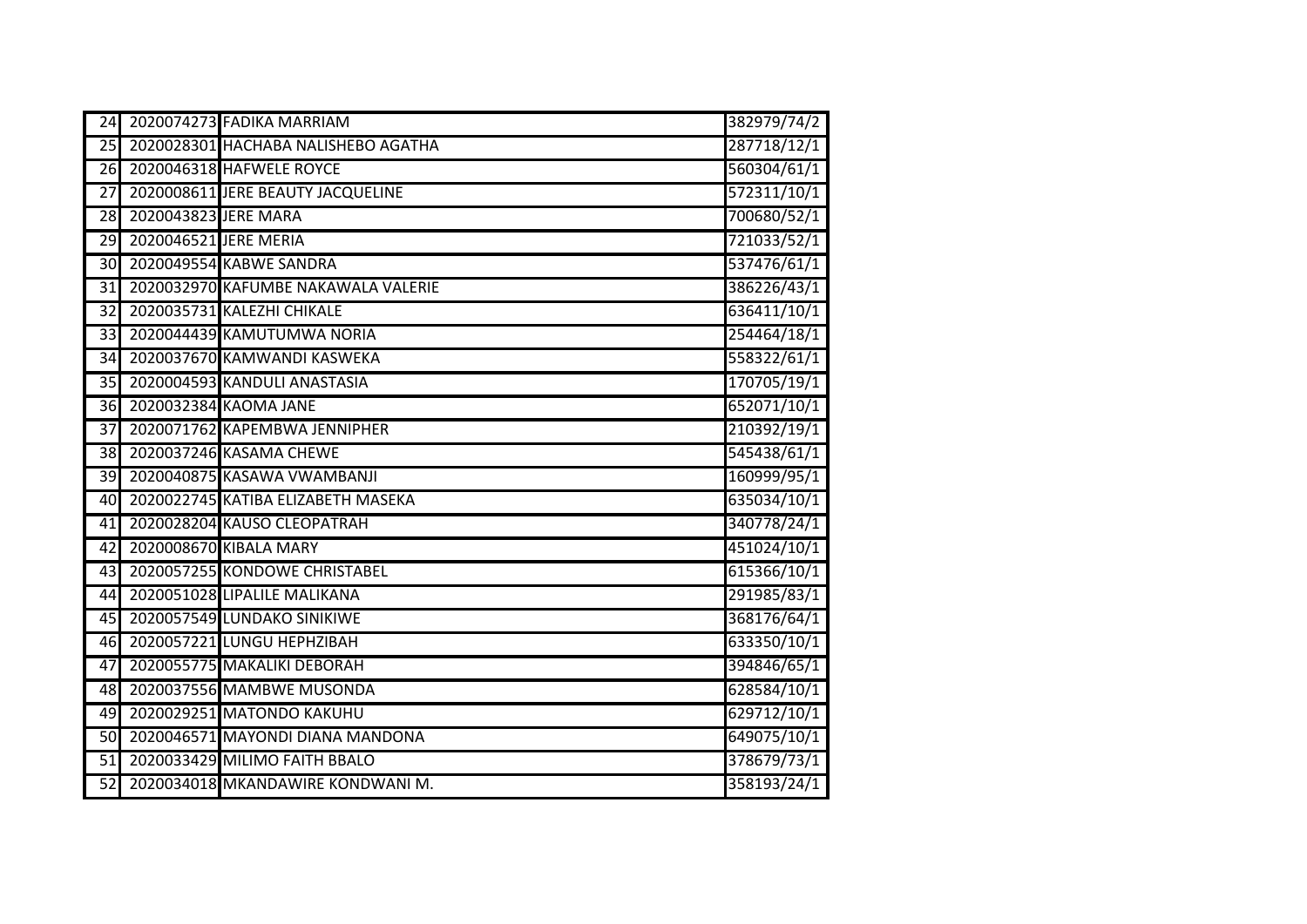| | | | |
|---|---|---|---|
| 24 | 2020074273 | FADIKA MARRIAM | 382979/74/2 |
| 25 | 2020028301 | HACHABA NALISHEBO AGATHA | 287718/12/1 |
| 26 | 2020046318 | HAFWELE ROYCE | 560304/61/1 |
| 27 | 2020008611 | JERE BEAUTY JACQUELINE | 572311/10/1 |
| 28 | 2020043823 | JERE MARA | 700680/52/1 |
| 29 | 2020046521 | JERE MERIA | 721033/52/1 |
| 30 | 2020049554 | KABWE SANDRA | 537476/61/1 |
| 31 | 2020032970 | KAFUMBE NAKAWALA VALERIE | 386226/43/1 |
| 32 | 2020035731 | KALEZHI CHIKALE | 636411/10/1 |
| 33 | 2020044439 | KAMUTUMWA NORIA | 254464/18/1 |
| 34 | 2020037670 | KAMWANDI KASWEKA | 558322/61/1 |
| 35 | 2020004593 | KANDULI ANASTASIA | 170705/19/1 |
| 36 | 2020032384 | KAOMA JANE | 652071/10/1 |
| 37 | 2020071762 | KAPEMBWA JENNIPHER | 210392/19/1 |
| 38 | 2020037246 | KASAMA CHEWE | 545438/61/1 |
| 39 | 2020040875 | KASAWA VWAMBANJI | 160999/95/1 |
| 40 | 2020022745 | KATIBA ELIZABETH MASEKA | 635034/10/1 |
| 41 | 2020028204 | KAUSO CLEOPATRAH | 340778/24/1 |
| 42 | 2020008670 | KIBALA MARY | 451024/10/1 |
| 43 | 2020057255 | KONDOWE CHRISTABEL | 615366/10/1 |
| 44 | 2020051028 | LIPALILE MALIKANA | 291985/83/1 |
| 45 | 2020057549 | LUNDAKO SINIKIWE | 368176/64/1 |
| 46 | 2020057221 | LUNGU HEPHZIBAH | 633350/10/1 |
| 47 | 2020055775 | MAKALIKI DEBORAH | 394846/65/1 |
| 48 | 2020037556 | MAMBWE MUSONDA | 628584/10/1 |
| 49 | 2020029251 | MATONDO KAKUHU | 629712/10/1 |
| 50 | 2020046571 | MAYONDI DIANA MANDONA | 649075/10/1 |
| 51 | 2020033429 | MILIMO FAITH BBALO | 378679/73/1 |
| 52 | 2020034018 | MKANDAWIRE KONDWANI M. | 358193/24/1 |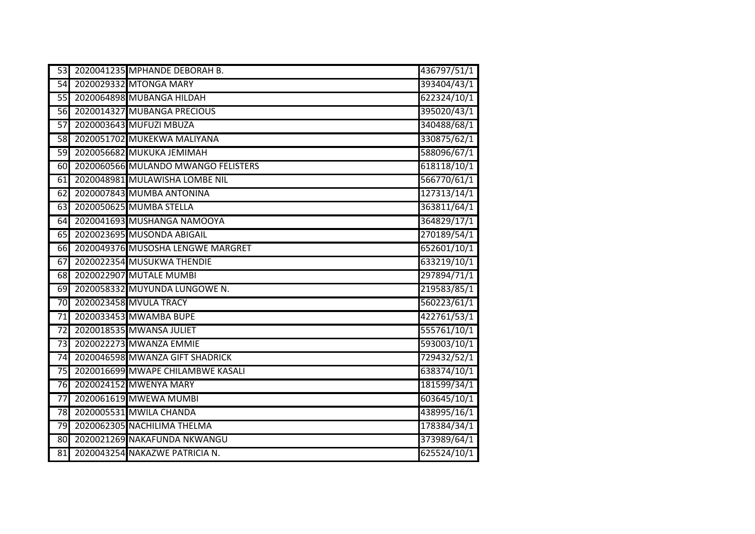| | | | |
|---|---|---|---|
| 53 | 2020041235 | MPHANDE DEBORAH B. | 436797/51/1 |
| 54 | 2020029332 | MTONGA MARY | 393404/43/1 |
| 55 | 2020064898 | MUBANGA HILDAH | 622324/10/1 |
| 56 | 2020014327 | MUBANGA PRECIOUS | 395020/43/1 |
| 57 | 2020003643 | MUFUZI MBUZA | 340488/68/1 |
| 58 | 2020051702 | MUKEKWA MALIYANA | 330875/62/1 |
| 59 | 2020056682 | MUKUKA JEMIMAH | 588096/67/1 |
| 60 | 2020060566 | MULANDO MWANGO FELISTERS | 618118/10/1 |
| 61 | 2020048981 | MULAWISHA LOMBE NIL | 566770/61/1 |
| 62 | 2020007843 | MUMBA ANTONINA | 127313/14/1 |
| 63 | 2020050625 | MUMBA STELLA | 363811/64/1 |
| 64 | 2020041693 | MUSHANGA NAMOOYA | 364829/17/1 |
| 65 | 2020023695 | MUSONDA ABIGAIL | 270189/54/1 |
| 66 | 2020049376 | MUSOSHA LENGWE MARGRET | 652601/10/1 |
| 67 | 2020022354 | MUSUKWA THENDIE | 633219/10/1 |
| 68 | 2020022907 | MUTALE MUMBI | 297894/71/1 |
| 69 | 2020058332 | MUYUNDA LUNGOWE N. | 219583/85/1 |
| 70 | 2020023458 | MVULA TRACY | 560223/61/1 |
| 71 | 2020033453 | MWAMBA BUPE | 422761/53/1 |
| 72 | 2020018535 | MWANSA JULIET | 555761/10/1 |
| 73 | 2020022273 | MWANZA EMMIE | 593003/10/1 |
| 74 | 2020046598 | MWANZA GIFT SHADRICK | 729432/52/1 |
| 75 | 2020016699 | MWAPE CHILAMBWE KASALI | 638374/10/1 |
| 76 | 2020024152 | MWENYA MARY | 181599/34/1 |
| 77 | 2020061619 | MWEWA MUMBI | 603645/10/1 |
| 78 | 2020005531 | MWILA CHANDA | 438995/16/1 |
| 79 | 2020062305 | NACHILIMA THELMA | 178384/34/1 |
| 80 | 2020021269 | NAKAFUNDA NKWANGU | 373989/64/1 |
| 81 | 2020043254 | NAKAZWE PATRICIA N. | 625524/10/1 |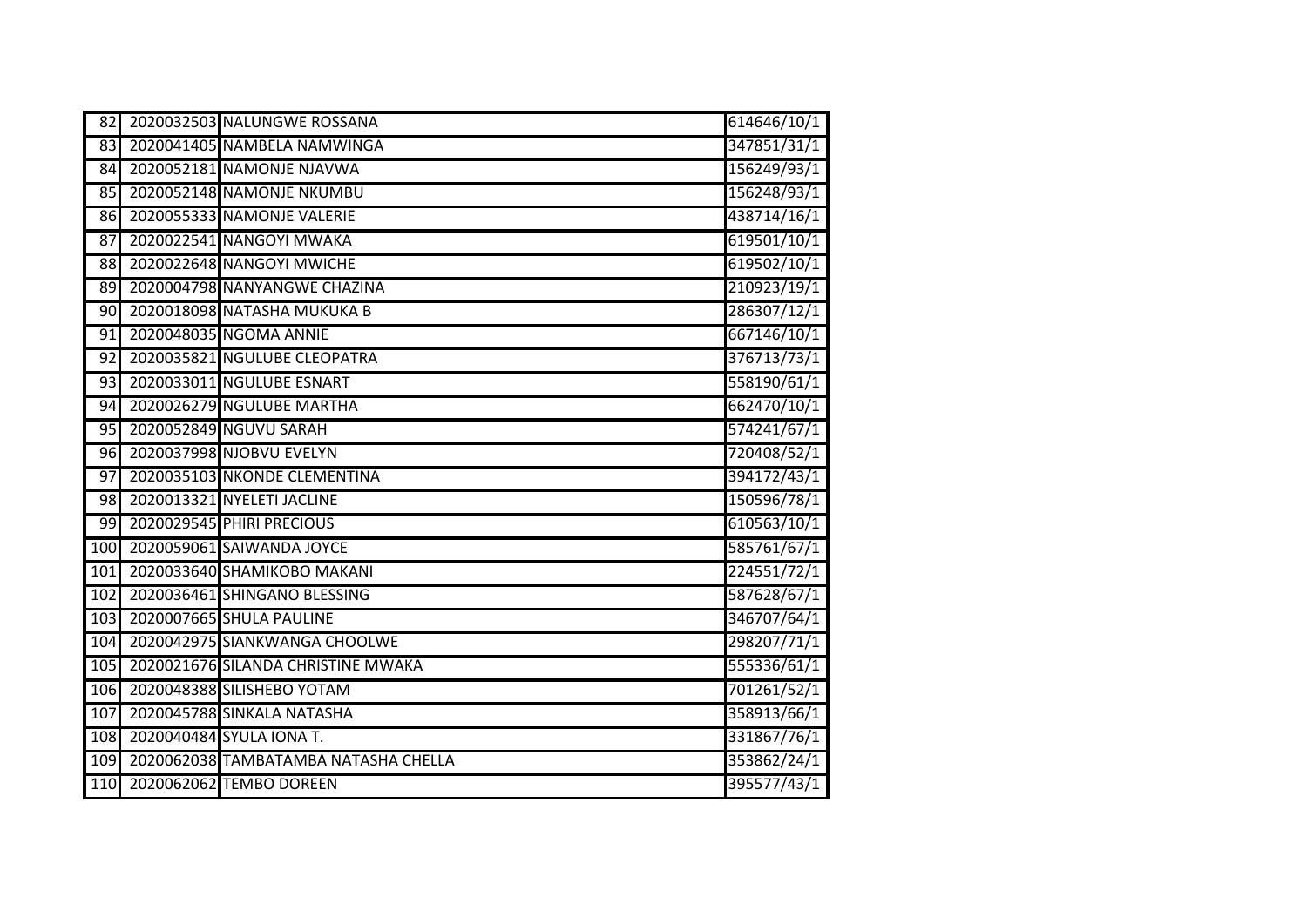| | | | |
|---|---|---|---|
| 82 | 2020032503 | NALUNGWE ROSSANA | 614646/10/1 |
| 83 | 2020041405 | NAMBELA NAMWINGA | 347851/31/1 |
| 84 | 2020052181 | NAMONJE NJAVWA | 156249/93/1 |
| 85 | 2020052148 | NAMONJE NKUMBU | 156248/93/1 |
| 86 | 2020055333 | NAMONJE VALERIE | 438714/16/1 |
| 87 | 2020022541 | NANGOYI MWAKA | 619501/10/1 |
| 88 | 2020022648 | NANGOYI MWICHE | 619502/10/1 |
| 89 | 2020004798 | NANYANGWE CHAZINA | 210923/19/1 |
| 90 | 2020018098 | NATASHA MUKUKA B | 286307/12/1 |
| 91 | 2020048035 | NGOMA ANNIE | 667146/10/1 |
| 92 | 2020035821 | NGULUBE CLEOPATRA | 376713/73/1 |
| 93 | 2020033011 | NGULUBE ESNART | 558190/61/1 |
| 94 | 2020026279 | NGULUBE MARTHA | 662470/10/1 |
| 95 | 2020052849 | NGUVU SARAH | 574241/67/1 |
| 96 | 2020037998 | NJOBVU EVELYN | 720408/52/1 |
| 97 | 2020035103 | NKONDE CLEMENTINA | 394172/43/1 |
| 98 | 2020013321 | NYELETI JACLINE | 150596/78/1 |
| 99 | 2020029545 | PHIRI PRECIOUS | 610563/10/1 |
| 100 | 2020059061 | SAIWANDA JOYCE | 585761/67/1 |
| 101 | 2020033640 | SHAMIKOBO MAKANI | 224551/72/1 |
| 102 | 2020036461 | SHINGANO BLESSING | 587628/67/1 |
| 103 | 2020007665 | SHULA PAULINE | 346707/64/1 |
| 104 | 2020042975 | SIANKWANGA CHOOLWE | 298207/71/1 |
| 105 | 2020021676 | SILANDA CHRISTINE MWAKA | 555336/61/1 |
| 106 | 2020048388 | SILISHEBO YOTAM | 701261/52/1 |
| 107 | 2020045788 | SINKALA NATASHA | 358913/66/1 |
| 108 | 2020040484 | SYULA IONA T. | 331867/76/1 |
| 109 | 2020062038 | TAMBATAMBA NATASHA CHELLA | 353862/24/1 |
| 110 | 2020062062 | TEMBO DOREEN | 395577/43/1 |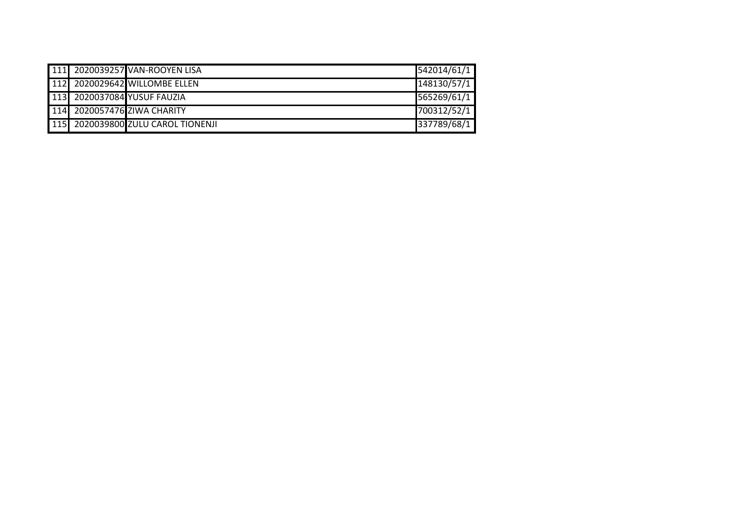| | | | |
|---|---|---|---|
| 111 | 2020039257 | VAN-ROOYEN LISA | 542014/61/1 |
| 112 | 2020029642 | WILLOMBE ELLEN | 148130/57/1 |
| 113 | 2020037084 | YUSUF FAUZIA | 565269/61/1 |
| 114 | 2020057476 | ZIWA CHARITY | 700312/52/1 |
| 115 | 2020039800 | ZULU CAROL TIONENJI | 337789/68/1 |